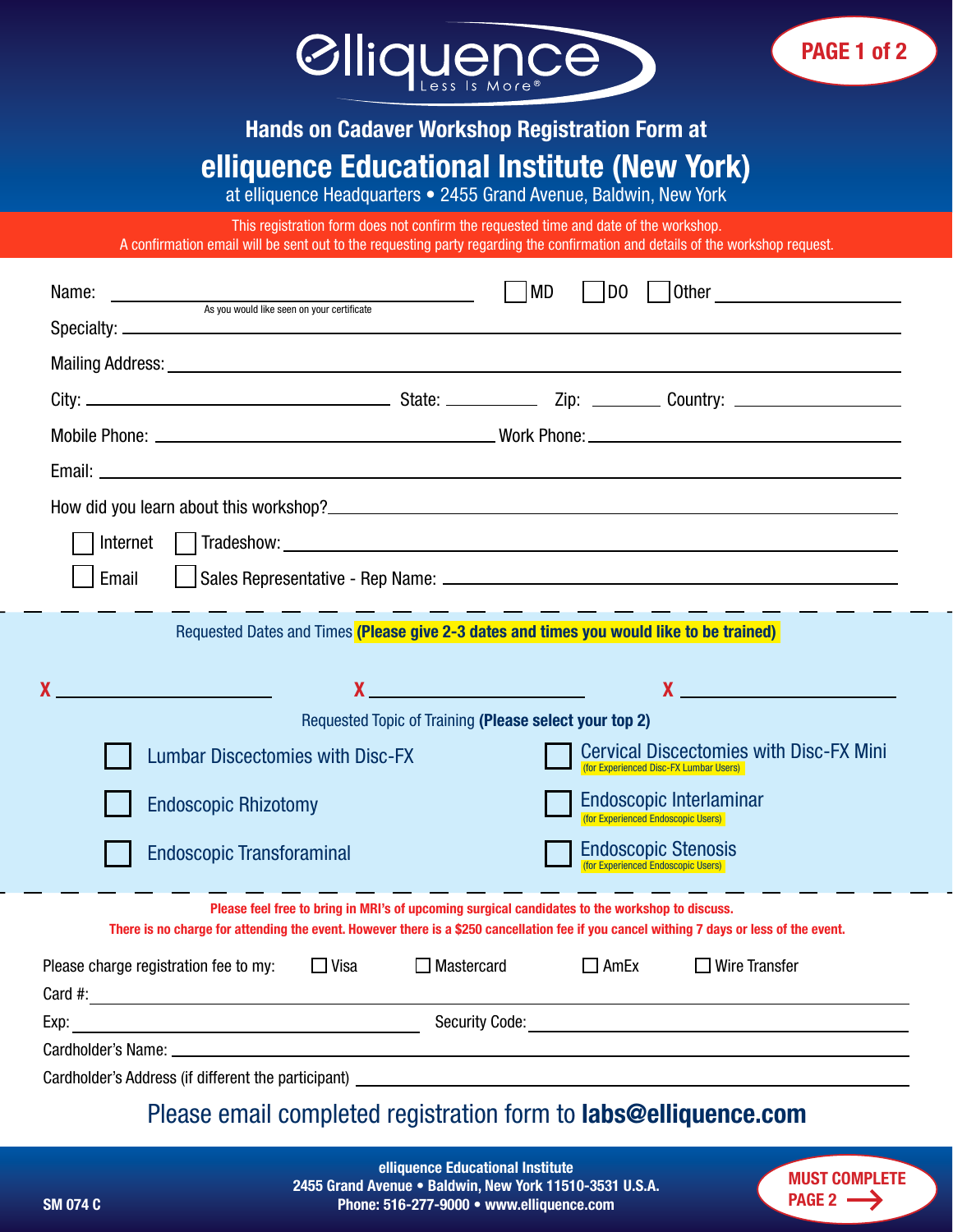# elliquence

Less Is More®

## Hands on Cadaver Workshop Registration Form at

# elliquence Educational Institute (New York)

at elliquence Headquarters • 2455 Grand Avenue, Baldwin, New York

This registration form does not confirm the requested time and date of the workshop.
A confirmation email will be sent out to the requesting party regarding the confirmation and details of the workshop request.

Name: ______________________ ☐ MD ☐ DO ☐ Other ______________
As you would like seen on your certificate

Specialty: ______________________

Mailing Address: ______________________

City: ______________ State: ________ Zip: ______ Country: ______________

Mobile Phone: ______________________ Work Phone: ______________________

Email: ______________________

How did you learn about this workshop? ______________________

☐ Internet ☐ Tradeshow: ______________________

☐ Email ☐ Sales Representative - Rep Name: ______________________

Requested Dates and Times **(Please give 2-3 dates and times you would like to be trained)**

X ______________ X ______________ X ______________

Requested Topic of Training **(Please select your top 2)**

☐ Lumbar Discectomies with Disc-FX

☐ Cervical Discectomies with Disc-FX Mini (for Experienced Disc-FX Lumbar Users)

☐ Endoscopic Rhizotomy

☐ Endoscopic Interlaminar (for Experienced Endoscopic Users)

☐ Endoscopic Transforaminal

☐ Endoscopic Stenosis (for Experienced Endoscopic Users)

**Please feel free to bring in MRI's of upcoming surgical candidates to the workshop to discuss.**
**There is no charge for attending the event. However there is a $250 cancellation fee if you cancel withing 7 days or less of the event.**

Please charge registration fee to my: ☐ Visa ☐ Mastercard ☐ AmEx ☐ Wire Transfer

Card #: ______________________

Exp: ______________ Security Code: ______________

Cardholder's Name: ______________________

Cardholder's Address (if different the participant) ______________________

Please email completed registration form to **labs@elliquence.com**

**elliquence Educational Institute**
**2455 Grand Avenue • Baldwin, New York 11510-3531 U.S.A.**
**Phone: 516-277-9000 • www.elliquence.com**

**SM 074 C**

**MUST COMPLETE PAGE 2 →**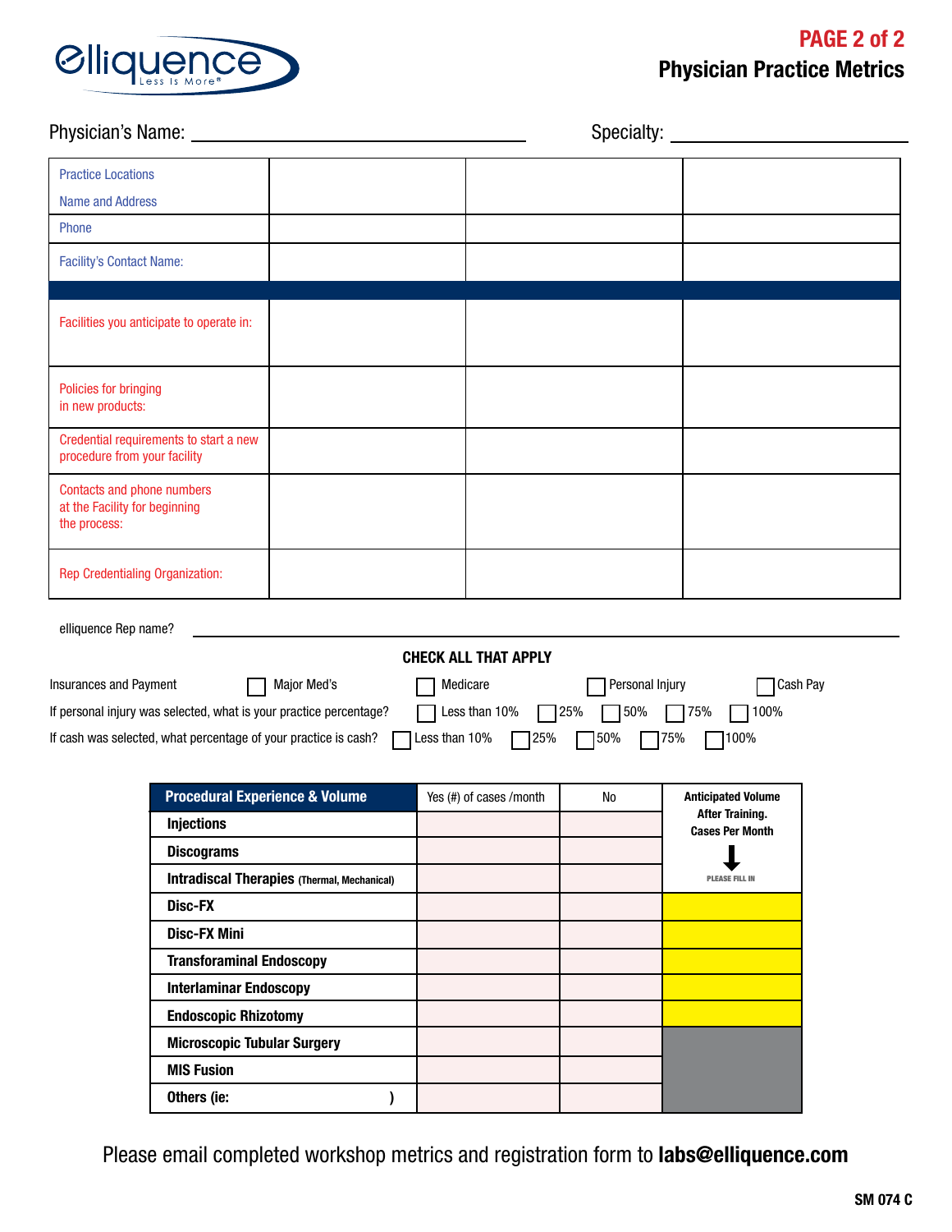elliquence
Less Is More®

# Physician Practice Metrics

Physician's Name: ______________________ Specialty: ______________________

| | | | |
|---|---|---|---|
| Practice Locations<br>Name and Address | | | |
| Phone | | | |
| Facility's Contact Name: | | | |
| | | | |
| Facilities you anticipate to operate in: | | | |
| Policies for bringing in new products: | | | |
| Credential requirements to start a new procedure from your facility | | | |
| Contacts and phone numbers at the Facility for beginning the process: | | | |
| Rep Credentialing Organization: | | | |

elliquence Rep name? ______________________

**CHECK ALL THAT APPLY**

Insurances and Payment ☐ Major Med's ☐ Medicare ☐ Personal Injury ☐ Cash Pay

If personal injury was selected, what is your practice percentage? ☐ Less than 10% ☐ 25% ☐ 50% ☐ 75% ☐ 100%

If cash was selected, what percentage of your practice is cash? ☐ Less than 10% ☐ 25% ☐ 50% ☐ 75% ☐ 100%

| Procedural Experience & Volume | Yes (#) of cases /month | No | Anticipated Volume After Training. Cases Per Month (PLEASE FILL IN) |
|---|---|---|---|
| Injections | | | |
| Discograms | | | |
| Intradiscal Therapies (Thermal, Mechanical) | | | |
| Disc-FX | | | |
| Disc-FX Mini | | | |
| Transforaminal Endoscopy | | | |
| Interlaminar Endoscopy | | | |
| Endoscopic Rhizotomy | | | |
| Microscopic Tubular Surgery | | | |
| MIS Fusion | | | |
| Others (ie: ) | | | |

Please email completed workshop metrics and registration form to **labs@elliquence.com**

SM 074 C